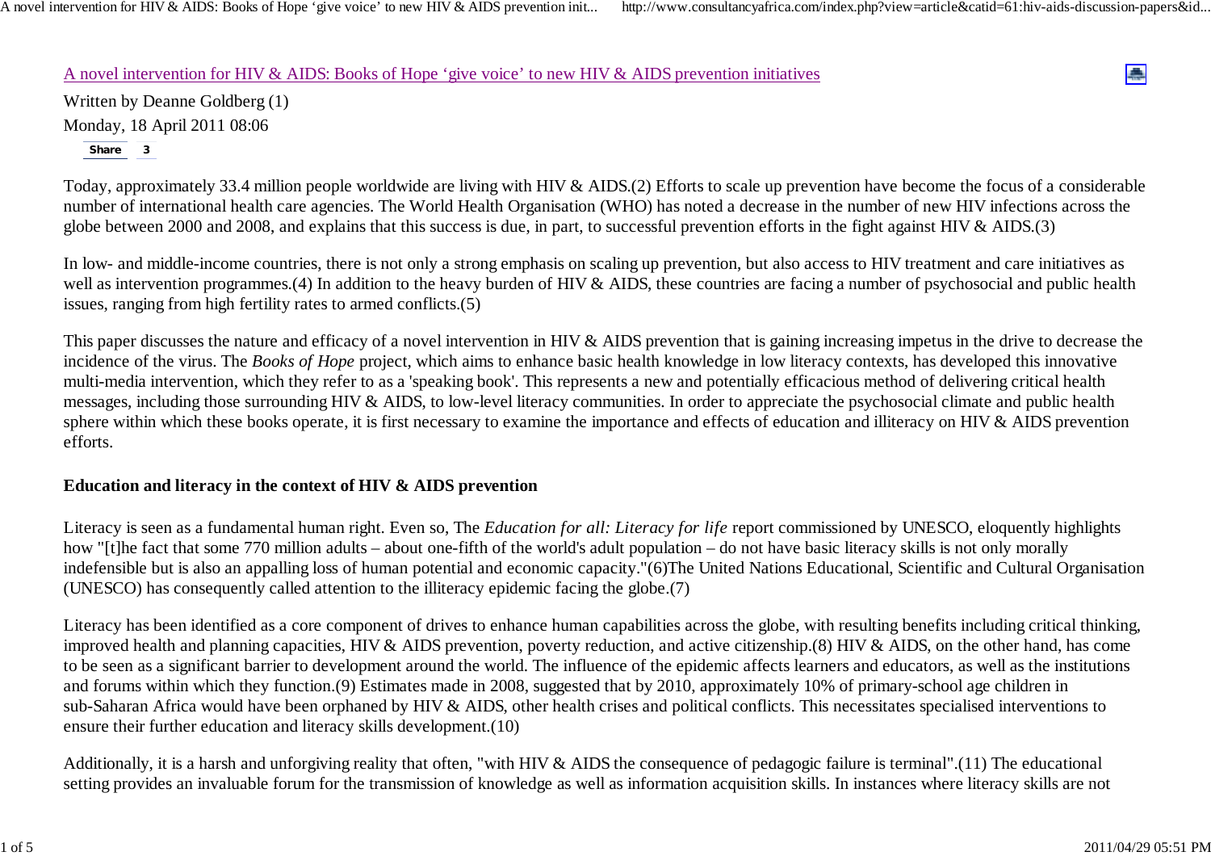# A novel intervention for HIV & AIDS: Books of Hope 'give voice' to new HIV & AIDS prevention initiatives

Written by Deanne Goldberg (1)

Monday, 18 April 2011 08:06

Today, approximately 33.4 million people worldwide are living with HIV & AIDS.(2) Efforts to scale up prevention have become the focus of a considerable number of international health care agencies. The World Health Organisation (WHO) has noted a decrease in the number of new HIV infections across the globe between 2000 and 2008, and explains that this success is due, in part, to successful prevention efforts in the fight against HIV & AIDS.(3)

In low- and middle-income countries, there is not only a strong emphasis on scaling up prevention, but also access to HIV treatment and care initiatives as well as intervention programmes.(4) In addition to the heavy burden of HIV & AIDS, these countries are facing a number of psychosocial and public health issues, ranging from high fertility rates to armed conflicts.(5)

This paper discusses the nature and efficacy of a novel intervention in HIV & AIDS prevention that is gaining increasing impetus in the drive to decrease the incidence of the virus. The *Books of Hope* project, which aims to enhance basic health knowledge in low literacy contexts, has developed this innovative multi-media intervention, which they refer to as a 'speaking book'. This represents a new and potentially efficacious method of delivering critical health messages, including those surrounding HIV & AIDS, to low-level literacy communities. In order to appreciate the psychosocial climate and public health sphere within which these books operate, it is first necessary to examine the importance and effects of education and illiteracy on HIV & AIDS prevention efforts.

## Education and literacy in the context of HIV & AIDS prevention

Literacy is seen as a fundamental human right. Even so, The *Education for all: Literacy for life* report commissioned by UNESCO, eloquently highlights how "[t]he fact that some 770 million adults – about one-fifth of the world's adult population – do not have basic literacy skills is not only morally indefensible but is also an appalling loss of human potential and economic capacity."(6)The United Nations Educational, Scientific and Cultural Organisation (UNESCO) has consequently called attention to the illiteracy epidemic facing the globe.(7)

Literacy has been identified as a core component of drives to enhance human capabilities across the globe, with resulting benefits including critical thinking, improved health and planning capacities, HIV & AIDS prevention, poverty reduction, and active citizenship.(8) HIV & AIDS, on the other hand, has come to be seen as a significant barrier to development around the world. The influence of the epidemic affects learners and educators, as well as the institutions and forums within which they function.(9) Estimates made in 2008, suggested that by 2010, approximately 10% of primary-school age children in sub-Saharan Africa would have been orphaned by HIV & AIDS, other health crises and political conflicts. This necessitates specialised interventions to ensure their further education and literacy skills development.(10)

Additionally, it is a harsh and unforgiving reality that often, "with HIV & AIDS the consequence of pedagogic failure is terminal".(11) The educational setting provides an invaluable forum for the transmission of knowledge as well as information acquisition skills. In instances where literacy skills are not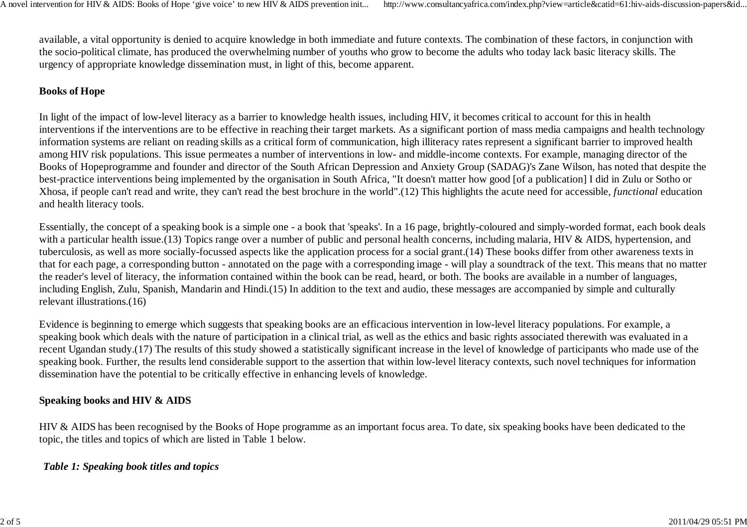available, a vital opportunity is denied to acquire knowledge in both immediate and future contexts. The combination of these factors, in conjunction with the socio-political climate, has produced the overwhelming number of youths who grow to become the adults who today lack basic literacy skills. The urgency of appropriate knowledge dissemination must, in light of this, become apparent.

**Books of Hope**

In light of the impact of low-level literacy as a barrier to knowledge health issues, including HIV, it becomes critical to account for this in health interventions if the interventions are to be effective in reaching their target markets. As a significant portion of mass media campaigns and health technology information systems are reliant on reading skills as a critical form of communication, high illiteracy rates represent a significant barrier to improved health among HIV risk populations. This issue permeates a number of interventions in low- and middle-income contexts. For example, managing director of the Books of Hopeprogramme and founder and director of the South African Depression and Anxiety Group (SADAG)'s Zane Wilson, has noted that despite the best-practice interventions being implemented by the organisation in South Africa, "It doesn't matter how good [of a publication] I did in Zulu or Sotho or Xhosa, if people can't read and write, they can't read the best brochure in the world".(12) This highlights the acute need for accessible, *functional* education and health literacy tools.

Essentially, the concept of a speaking book is a simple one - a book that 'speaks'. In a 16 page, brightly-coloured and simply-worded format, each book deals with a particular health issue.(13) Topics range over a number of public and personal health concerns, including malaria, HIV & AIDS, hypertension, and tuberculosis, as well as more socially-focussed aspects like the application process for a social grant.(14) These books differ from other awareness texts in that for each page, a corresponding button - annotated on the page with a corresponding image - will play a soundtrack of the text. This means that no matter the reader's level of literacy, the information contained within the book can be read, heard, or both. The books are available in a number of languages, including English, Zulu, Spanish, Mandarin and Hindi.(15) In addition to the text and audio, these messages are accompanied by simple and culturally relevant illustrations.(16)

Evidence is beginning to emerge which suggests that speaking books are an efficacious intervention in low-level literacy populations. For example, a speaking book which deals with the nature of participation in a clinical trial, as well as the ethics and basic rights associated therewith was evaluated in a recent Ugandan study.(17) The results of this study showed a statistically significant increase in the level of knowledge of participants who made use of the speaking book. Further, the results lend considerable support to the assertion that within low-level literacy contexts, such novel techniques for information dissemination have the potential to be critically effective in enhancing levels of knowledge.

**Speaking books and HIV & AIDS**

HIV & AIDS has been recognised by the Books of Hope programme as an important focus area. To date, six speaking books have been dedicated to the topic, the titles and topics of which are listed in Table 1 below.

***Table 1: Speaking book titles and topics***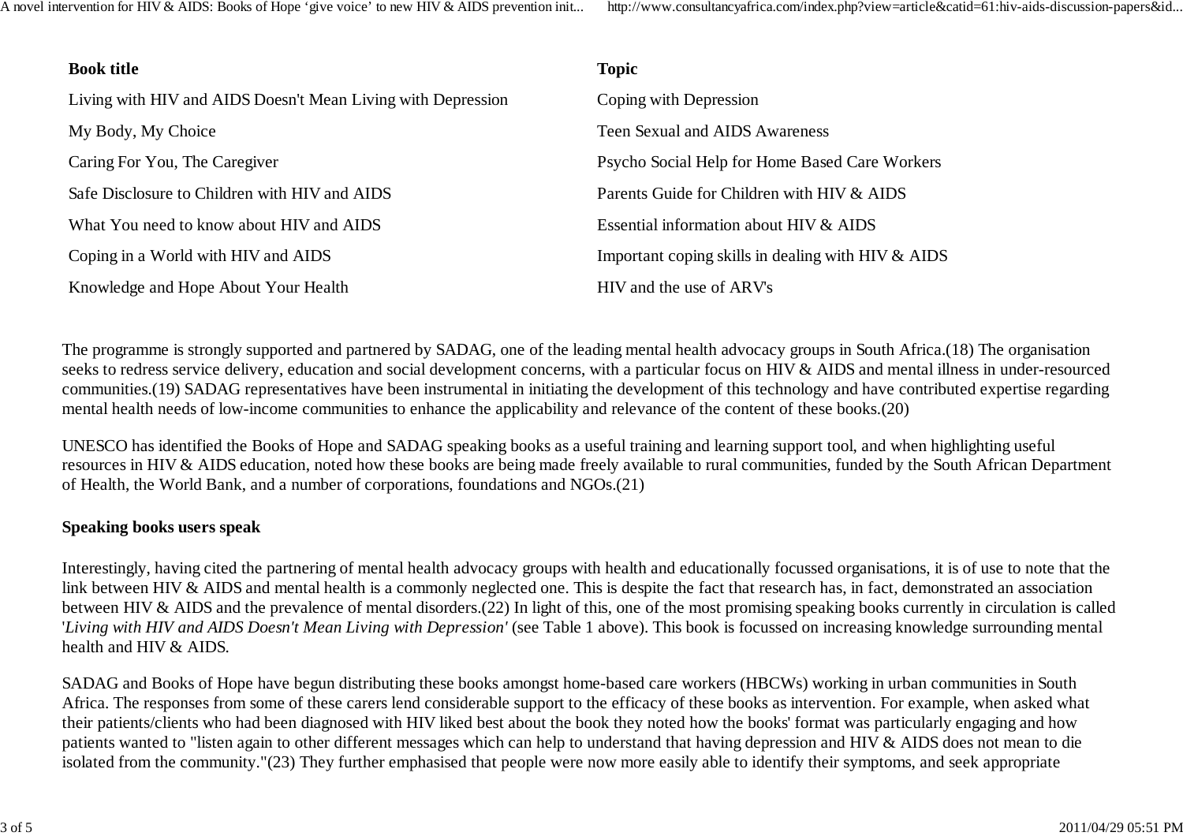| Book title | Topic |
| --- | --- |
| Living with HIV and AIDS Doesn't Mean Living with Depression | Coping with Depression |
| My Body, My Choice | Teen Sexual and AIDS Awareness |
| Caring For You, The Caregiver | Psycho Social Help for Home Based Care Workers |
| Safe Disclosure to Children with HIV and AIDS | Parents Guide for Children with HIV & AIDS |
| What You need to know about HIV and AIDS | Essential information about HIV & AIDS |
| Coping in a World with HIV and AIDS | Important coping skills in dealing with HIV & AIDS |
| Knowledge and Hope About Your Health | HIV and the use of ARV's |

The programme is strongly supported and partnered by SADAG, one of the leading mental health advocacy groups in South Africa.(18) The organisation seeks to redress service delivery, education and social development concerns, with a particular focus on HIV & AIDS and mental illness in under-resourced communities.(19) SADAG representatives have been instrumental in initiating the development of this technology and have contributed expertise regarding mental health needs of low-income communities to enhance the applicability and relevance of the content of these books.(20)

UNESCO has identified the Books of Hope and SADAG speaking books as a useful training and learning support tool, and when highlighting useful resources in HIV & AIDS education, noted how these books are being made freely available to rural communities, funded by the South African Department of Health, the World Bank, and a number of corporations, foundations and NGOs.(21)

**Speaking books users speak**

Interestingly, having cited the partnering of mental health advocacy groups with health and educationally focussed organisations, it is of use to note that the link between HIV & AIDS and mental health is a commonly neglected one. This is despite the fact that research has, in fact, demonstrated an association between HIV & AIDS and the prevalence of mental disorders.(22) In light of this, one of the most promising speaking books currently in circulation is called '*Living with HIV and AIDS Doesn't Mean Living with Depression'* (see Table 1 above). This book is focussed on increasing knowledge surrounding mental health and HIV & AIDS.

SADAG and Books of Hope have begun distributing these books amongst home-based care workers (HBCWs) working in urban communities in South Africa. The responses from some of these carers lend considerable support to the efficacy of these books as intervention. For example, when asked what their patients/clients who had been diagnosed with HIV liked best about the book they noted how the books' format was particularly engaging and how patients wanted to "listen again to other different messages which can help to understand that having depression and HIV & AIDS does not mean to die isolated from the community."(23) They further emphasised that people were now more easily able to identify their symptoms, and seek appropriate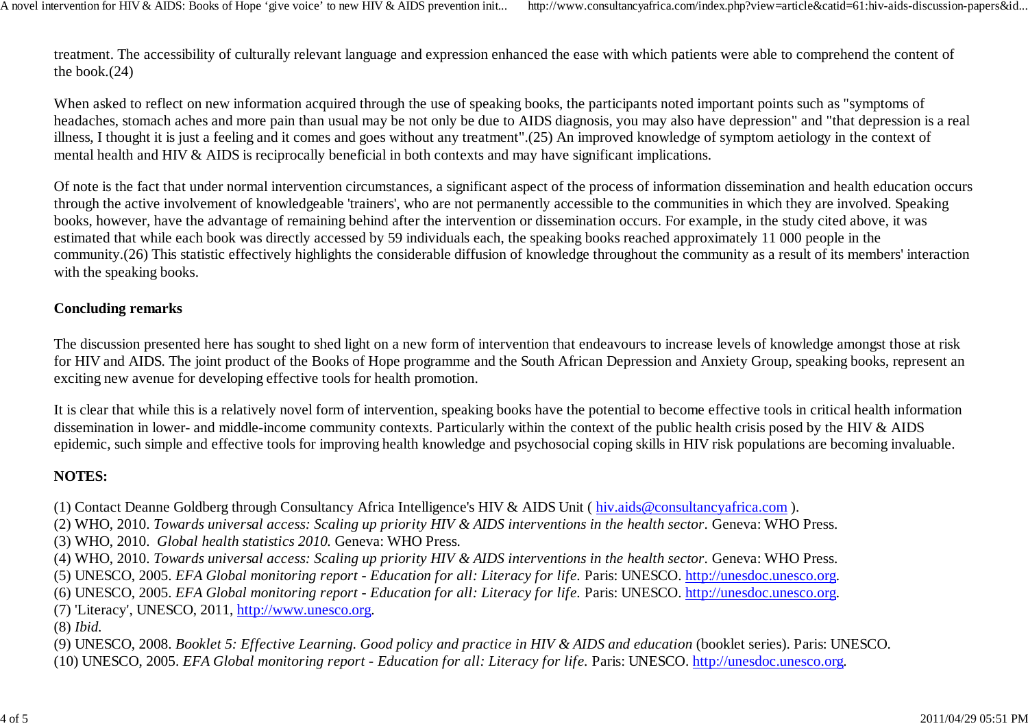treatment. The accessibility of culturally relevant language and expression enhanced the ease with which patients were able to comprehend the content of the book.(24)

When asked to reflect on new information acquired through the use of speaking books, the participants noted important points such as "symptoms of headaches, stomach aches and more pain than usual may be not only be due to AIDS diagnosis, you may also have depression" and "that depression is a real illness, I thought it is just a feeling and it comes and goes without any treatment".(25) An improved knowledge of symptom aetiology in the context of mental health and HIV & AIDS is reciprocally beneficial in both contexts and may have significant implications.

Of note is the fact that under normal intervention circumstances, a significant aspect of the process of information dissemination and health education occurs through the active involvement of knowledgeable 'trainers', who are not permanently accessible to the communities in which they are involved. Speaking books, however, have the advantage of remaining behind after the intervention or dissemination occurs. For example, in the study cited above, it was estimated that while each book was directly accessed by 59 individuals each, the speaking books reached approximately 11 000 people in the community.(26) This statistic effectively highlights the considerable diffusion of knowledge throughout the community as a result of its members' interaction with the speaking books.

**Concluding remarks**

The discussion presented here has sought to shed light on a new form of intervention that endeavours to increase levels of knowledge amongst those at risk for HIV and AIDS. The joint product of the Books of Hope programme and the South African Depression and Anxiety Group, speaking books, represent an exciting new avenue for developing effective tools for health promotion.

It is clear that while this is a relatively novel form of intervention, speaking books have the potential to become effective tools in critical health information dissemination in lower- and middle-income community contexts. Particularly within the context of the public health crisis posed by the HIV & AIDS epidemic, such simple and effective tools for improving health knowledge and psychosocial coping skills in HIV risk populations are becoming invaluable.

**NOTES:**

(1) Contact Deanne Goldberg through Consultancy Africa Intelligence's HIV & AIDS Unit ( hiv.aids@consultancyafrica.com ).
(2) WHO, 2010. *Towards universal access: Scaling up priority HIV & AIDS interventions in the health sector.* Geneva: WHO Press.
(3) WHO, 2010. *Global health statistics 2010.* Geneva: WHO Press.
(4) WHO, 2010. *Towards universal access: Scaling up priority HIV & AIDS interventions in the health sector.* Geneva: WHO Press.
(5) UNESCO, 2005. *EFA Global monitoring report - Education for all: Literacy for life.* Paris: UNESCO. http://unesdoc.unesco.org.
(6) UNESCO, 2005. *EFA Global monitoring report - Education for all: Literacy for life.* Paris: UNESCO. http://unesdoc.unesco.org.
(7) 'Literacy', UNESCO, 2011, http://www.unesco.org.
(8) *Ibid.*
(9) UNESCO, 2008. *Booklet 5: Effective Learning. Good policy and practice in HIV & AIDS and education* (booklet series). Paris: UNESCO.
(10) UNESCO, 2005. *EFA Global monitoring report - Education for all: Literacy for life.* Paris: UNESCO. http://unesdoc.unesco.org.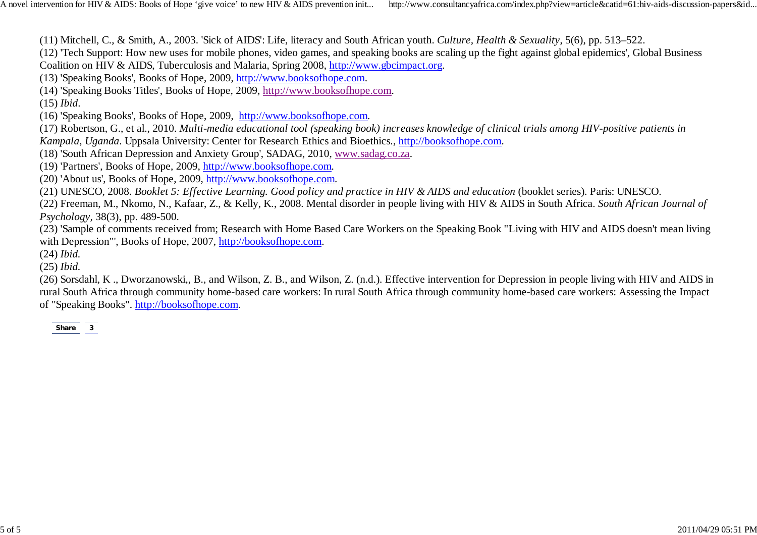(11) Mitchell, C., & Smith, A., 2003. 'Sick of AIDS': Life, literacy and South African youth. *Culture, Health & Sexuality*, 5(6), pp. 513–522.

(12) 'Tech Support: How new uses for mobile phones, video games, and speaking books are scaling up the fight against global epidemics', Global Business Coalition on HIV & AIDS, Tuberculosis and Malaria, Spring 2008, http://www.gbcimpact.org.

(13) 'Speaking Books', Books of Hope, 2009, http://www.booksofhope.com.

(14) 'Speaking Books Titles', Books of Hope, 2009, http://www.booksofhope.com.

(15) *Ibid*.

(16) 'Speaking Books', Books of Hope, 2009, http://www.booksofhope.com.

(17) Robertson, G., et al., 2010. *Multi-media educational tool (speaking book) increases knowledge of clinical trials among HIV-positive patients in Kampala, Uganda*. Uppsala University: Center for Research Ethics and Bioethics., http://booksofhope.com.

(18) 'South African Depression and Anxiety Group', SADAG, 2010, www.sadag.co.za.

(19) 'Partners', Books of Hope, 2009, http://www.booksofhope.com.

(20) 'About us', Books of Hope, 2009, http://www.booksofhope.com.

(21) UNESCO, 2008. *Booklet 5: Effective Learning. Good policy and practice in HIV & AIDS and education* (booklet series). Paris: UNESCO.

(22) Freeman, M., Nkomo, N., Kafaar, Z., & Kelly, K., 2008. Mental disorder in people living with HIV & AIDS in South Africa. *South African Journal of Psychology*, 38(3), pp. 489-500.

(23) 'Sample of comments received from; Research with Home Based Care Workers on the Speaking Book "Living with HIV and AIDS doesn't mean living with Depression"', Books of Hope, 2007, http://booksofhope.com.

(24) *Ibid.*

(25) *Ibid.*

(26) Sorsdahl, K ., Dworzanowski,, B., and Wilson, Z. B., and Wilson, Z. (n.d.). Effective intervention for Depression in people living with HIV and AIDS in rural South Africa through community home-based care workers: In rural South Africa through community home-based care workers: Assessing the Impact of "Speaking Books". http://booksofhope.com.

Share 3